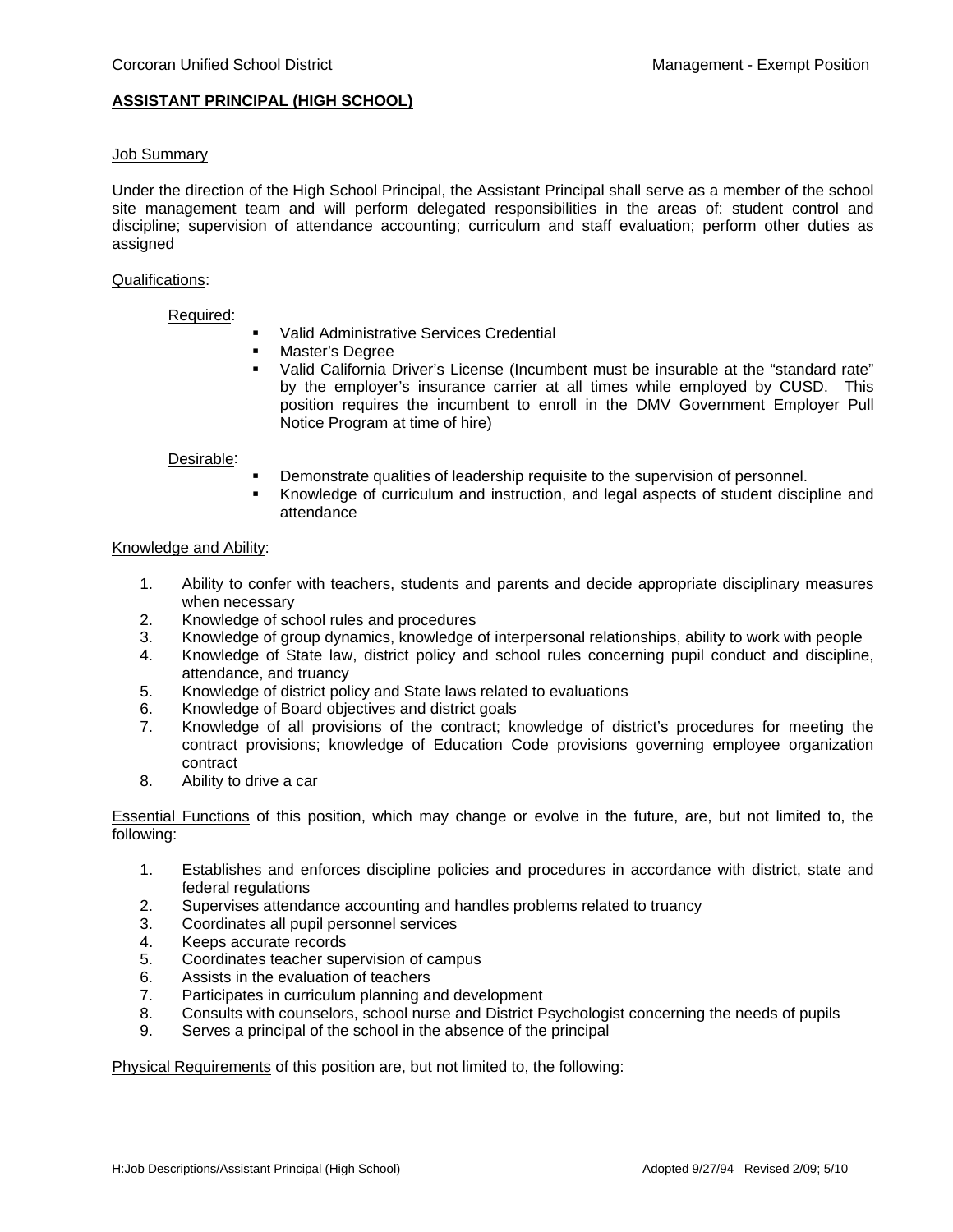Corcoran Unified School District — Management - Exempt Position

# ASSISTANT PRINCIPAL (HIGH SCHOOL)

## Job Summary

Under the direction of the High School Principal, the Assistant Principal shall serve as a member of the school site management team and will perform delegated responsibilities in the areas of: student control and discipline; supervision of attendance accounting; curriculum and staff evaluation; perform other duties as assigned

## Qualifications:

### Required:

- Valid Administrative Services Credential
- Master's Degree
- Valid California Driver's License (Incumbent must be insurable at the "standard rate" by the employer's insurance carrier at all times while employed by CUSD. This position requires the incumbent to enroll in the DMV Government Employer Pull Notice Program at time of hire)

### Desirable:

- Demonstrate qualities of leadership requisite to the supervision of personnel.
- Knowledge of curriculum and instruction, and legal aspects of student discipline and attendance

## Knowledge and Ability:

1. Ability to confer with teachers, students and parents and decide appropriate disciplinary measures when necessary
2. Knowledge of school rules and procedures
3. Knowledge of group dynamics, knowledge of interpersonal relationships, ability to work with people
4. Knowledge of State law, district policy and school rules concerning pupil conduct and discipline, attendance, and truancy
5. Knowledge of district policy and State laws related to evaluations
6. Knowledge of Board objectives and district goals
7. Knowledge of all provisions of the contract; knowledge of district's procedures for meeting the contract provisions; knowledge of Education Code provisions governing employee organization contract
8. Ability to drive a car

Essential Functions of this position, which may change or evolve in the future, are, but not limited to, the following:

1. Establishes and enforces discipline policies and procedures in accordance with district, state and federal regulations
2. Supervises attendance accounting and handles problems related to truancy
3. Coordinates all pupil personnel services
4. Keeps accurate records
5. Coordinates teacher supervision of campus
6. Assists in the evaluation of teachers
7. Participates in curriculum planning and development
8. Consults with counselors, school nurse and District Psychologist concerning the needs of pupils
9. Serves a principal of the school in the absence of the principal

Physical Requirements of this position are, but not limited to, the following: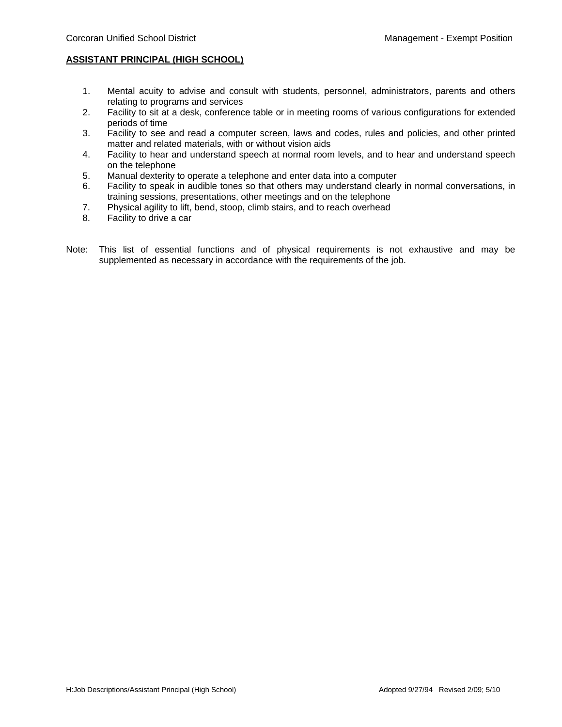**ASSISTANT PRINCIPAL (HIGH SCHOOL)**

1. Mental acuity to advise and consult with students, personnel, administrators, parents and others relating to programs and services
2. Facility to sit at a desk, conference table or in meeting rooms of various configurations for extended periods of time
3. Facility to see and read a computer screen, laws and codes, rules and policies, and other printed matter and related materials, with or without vision aids
4. Facility to hear and understand speech at normal room levels, and to hear and understand speech on the telephone
5. Manual dexterity to operate a telephone and enter data into a computer
6. Facility to speak in audible tones so that others may understand clearly in normal conversations, in training sessions, presentations, other meetings and on the telephone
7. Physical agility to lift, bend, stoop, climb stairs, and to reach overhead
8. Facility to drive a car

Note: This list of essential functions and of physical requirements is not exhaustive and may be supplemented as necessary in accordance with the requirements of the job.